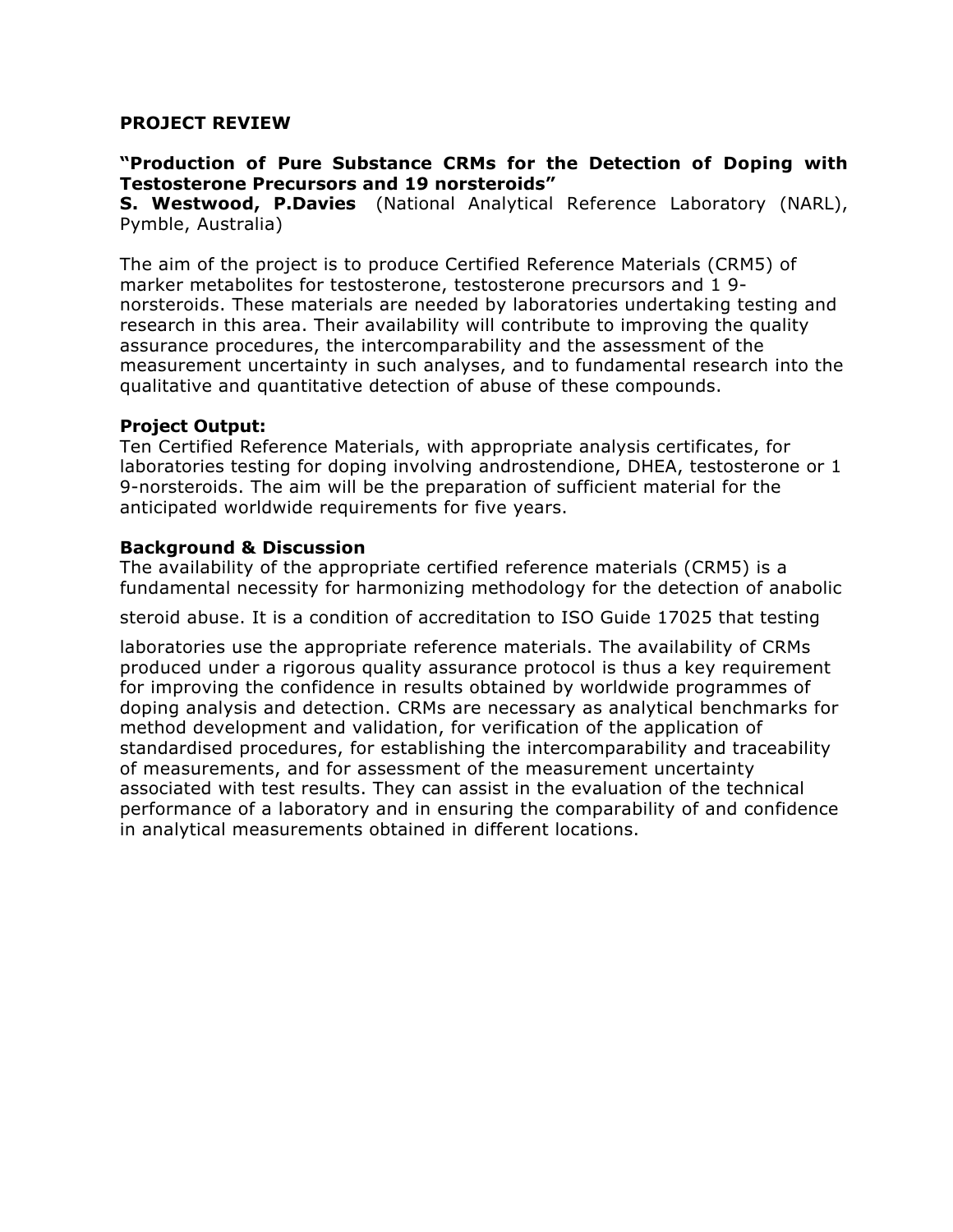**PROJECT REVIEW**

**"Production of Pure Substance CRMs for the Detection of Doping with Testosterone Precursors and 19 norsteroids"**
**S. Westwood, P.Davies** (National Analytical Reference Laboratory (NARL), Pymble, Australia)

The aim of the project is to produce Certified Reference Materials (CRM5) of marker metabolites for testosterone, testosterone precursors and 1 9-norsteroids. These materials are needed by laboratories undertaking testing and research in this area. Their availability will contribute to improving the quality assurance procedures, the intercomparability and the assessment of the measurement uncertainty in such analyses, and to fundamental research into the qualitative and quantitative detection of abuse of these compounds.

**Project Output:**
Ten Certified Reference Materials, with appropriate analysis certificates, for laboratories testing for doping involving androstendione, DHEA, testosterone or 1 9-norsteroids. The aim will be the preparation of sufficient material for the anticipated worldwide requirements for five years.

**Background & Discussion**
The availability of the appropriate certified reference materials (CRM5) is a fundamental necessity for harmonizing methodology for the detection of anabolic steroid abuse. It is a condition of accreditation to ISO Guide 17025 that testing laboratories use the appropriate reference materials. The availability of CRMs produced under a rigorous quality assurance protocol is thus a key requirement for improving the confidence in results obtained by worldwide programmes of doping analysis and detection. CRMs are necessary as analytical benchmarks for method development and validation, for verification of the application of standardised procedures, for establishing the intercomparability and traceability of measurements, and for assessment of the measurement uncertainty associated with test results. They can assist in the evaluation of the technical performance of a laboratory and in ensuring the comparability of and confidence in analytical measurements obtained in different locations.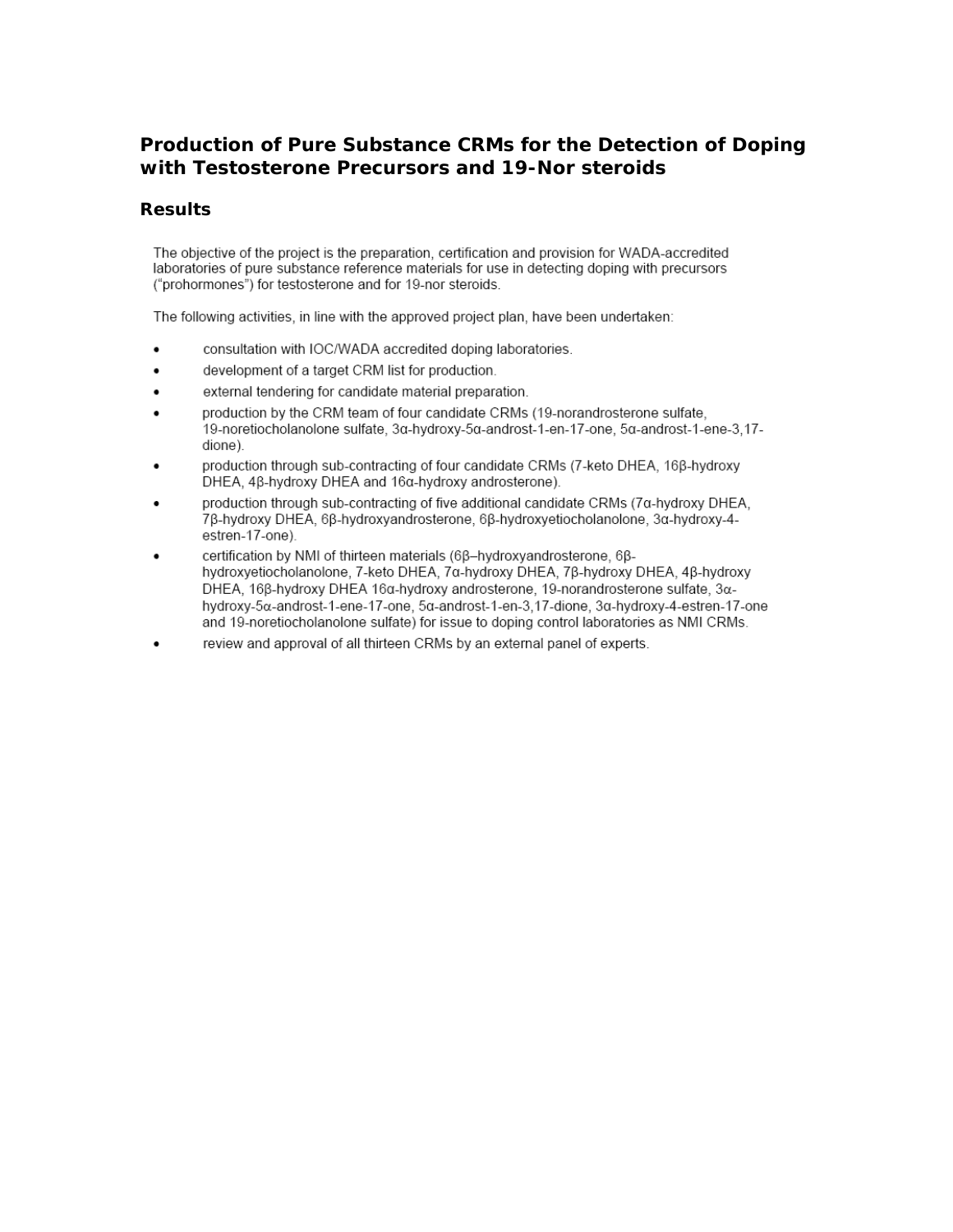## Production of Pure Substance CRMs for the Detection of Doping with Testosterone Precursors and 19-Nor steroids

### Results

The objective of the project is the preparation, certification and provision for WADA-accredited laboratories of pure substance reference materials for use in detecting doping with precursors ("prohormones") for testosterone and for 19-nor steroids.

The following activities, in line with the approved project plan, have been undertaken:

- consultation with IOC/WADA accredited doping laboratories.
- development of a target CRM list for production.
- external tendering for candidate material preparation.
- production by the CRM team of four candidate CRMs (19-norandrosterone sulfate, 19-noretiocholanolone sulfate, 3α-hydroxy-5α-androst-1-en-17-one, 5α-androst-1-ene-3,17-dione).
- production through sub-contracting of four candidate CRMs (7-keto DHEA, 16β-hydroxy DHEA, 4β-hydroxy DHEA and 16α-hydroxy androsterone).
- production through sub-contracting of five additional candidate CRMs (7α-hydroxy DHEA, 7β-hydroxy DHEA, 6β-hydroxyandrosterone, 6β-hydroxyetiocholanolone, 3α-hydroxy-4-estren-17-one).
- certification by NMI of thirteen materials (6β–hydroxyandrosterone, 6β-hydroxyetiocholanolone, 7-keto DHEA, 7α-hydroxy DHEA, 7β-hydroxy DHEA, 4β-hydroxy DHEA, 16β-hydroxy DHEA 16α-hydroxy androsterone, 19-norandrosterone sulfate, 3α-hydroxy-5α-androst-1-ene-17-one, 5α-androst-1-en-3,17-dione, 3α-hydroxy-4-estren-17-one and 19-noretiocholanolone sulfate) for issue to doping control laboratories as NMI CRMs.
- review and approval of all thirteen CRMs by an external panel of experts.